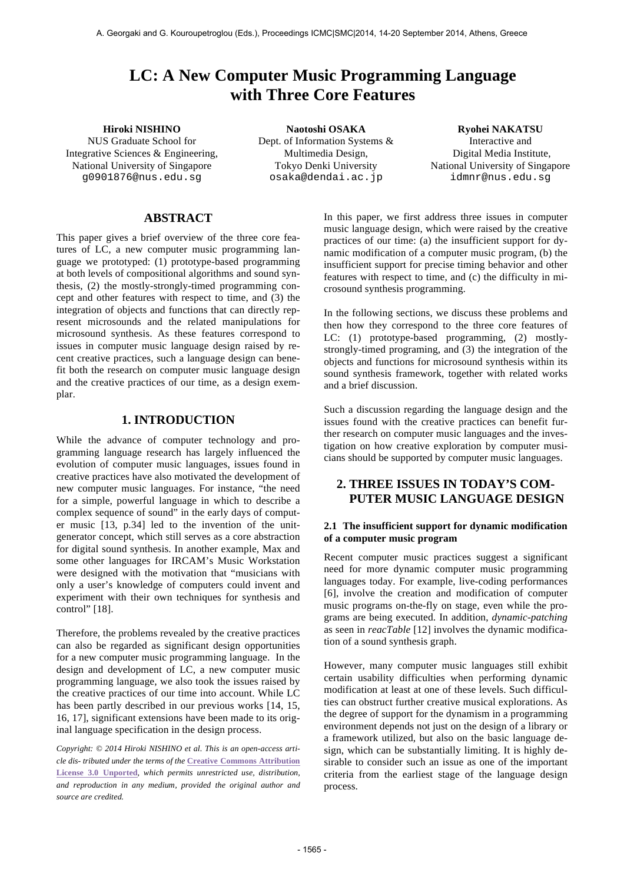# LC: A New Computer Music Programming Language with Three Core Features

**Hiroki NISHINO**
NUS Graduate School for Integrative Sciences & Engineering,
National University of Singapore
g0901876@nus.edu.sg

**Naotoshi OSAKA**
Dept. of Information Systems & Multimedia Design,
Tokyo Denki University
osaka@dendai.ac.jp

**Ryohei NAKATSU**
Interactive and Digital Media Institute,
National University of Singapore
idmnr@nus.edu.sg

## ABSTRACT

This paper gives a brief overview of the three core features of LC, a new computer music programming language we prototyped: (1) prototype-based programming at both levels of compositional algorithms and sound synthesis, (2) the mostly-strongly-timed programming concept and other features with respect to time, and (3) the integration of objects and functions that can directly represent microsounds and the related manipulations for microsound synthesis. As these features correspond to issues in computer music language design raised by recent creative practices, such a language design can benefit both the research on computer music language design and the creative practices of our time, as a design exemplar.

## 1. INTRODUCTION

While the advance of computer technology and programming language research has largely influenced the evolution of computer music languages, issues found in creative practices have also motivated the development of new computer music languages. For instance, "the need for a simple, powerful language in which to describe a complex sequence of sound" in the early days of computer music [13, p.34] led to the invention of the unit-generator concept, which still serves as a core abstraction for digital sound synthesis. In another example, Max and some other languages for IRCAM's Music Workstation were designed with the motivation that "musicians with only a user's knowledge of computers could invent and experiment with their own techniques for synthesis and control" [18].

Therefore, the problems revealed by the creative practices can also be regarded as significant design opportunities for a new computer music programming language. In the design and development of LC, a new computer music programming language, we also took the issues raised by the creative practices of our time into account. While LC has been partly described in our previous works [14, 15, 16, 17], significant extensions have been made to its original language specification in the design process.

*Copyright: © 2014 Hiroki NISHINO et al. This is an open-access article dis- tributed under the terms of the* **Creative Commons Attribution License 3.0 Unported***, which permits unrestricted use, distribution, and reproduction in any medium, provided the original author and source are credited.*

In this paper, we first address three issues in computer music language design, which were raised by the creative practices of our time: (a) the insufficient support for dynamic modification of a computer music program, (b) the insufficient support for precise timing behavior and other features with respect to time, and (c) the difficulty in microsound synthesis programming.

In the following sections, we discuss these problems and then how they correspond to the three core features of LC: (1) prototype-based programming, (2) mostly-strongly-timed programing, and (3) the integration of the objects and functions for microsound synthesis within its sound synthesis framework, together with related works and a brief discussion.

Such a discussion regarding the language design and the issues found with the creative practices can benefit further research on computer music languages and the investigation on how creative exploration by computer musicians should be supported by computer music languages.

## 2. THREE ISSUES IN TODAY'S COMPUTER MUSIC LANGUAGE DESIGN

### 2.1 The insufficient support for dynamic modification of a computer music program

Recent computer music practices suggest a significant need for more dynamic computer music programming languages today. For example, live-coding performances [6], involve the creation and modification of computer music programs on-the-fly on stage, even while the programs are being executed. In addition, *dynamic-patching* as seen in *reacTable* [12] involves the dynamic modification of a sound synthesis graph.

However, many computer music languages still exhibit certain usability difficulties when performing dynamic modification at least at one of these levels. Such difficulties can obstruct further creative musical explorations. As the degree of support for the dynamism in a programming environment depends not just on the design of a library or a framework utilized, but also on the basic language design, which can be substantially limiting. It is highly desirable to consider such an issue as one of the important criteria from the earliest stage of the language design process.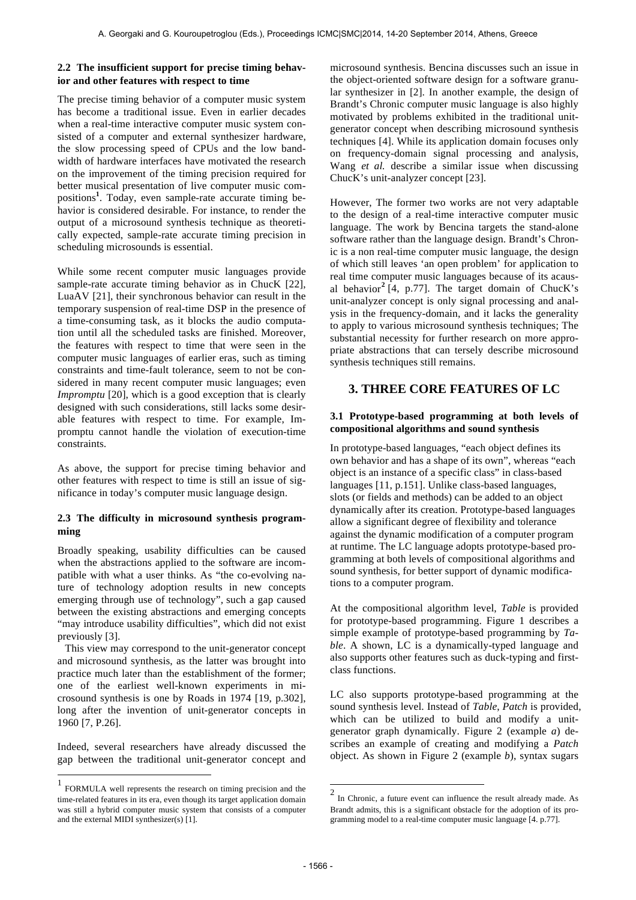### 2.2 The insufficient support for precise timing behavior and other features with respect to time

The precise timing behavior of a computer music system has become a traditional issue. Even in earlier decades when a real-time interactive computer music system consisted of a computer and external synthesizer hardware, the slow processing speed of CPUs and the low bandwidth of hardware interfaces have motivated the research on the improvement of the timing precision required for better musical presentation of live computer music compositions[1]. Today, even sample-rate accurate timing behavior is considered desirable. For instance, to render the output of a microsound synthesis technique as theoretically expected, sample-rate accurate timing precision in scheduling microsounds is essential.

While some recent computer music languages provide sample-rate accurate timing behavior as in ChucK [22], LuaAV [21], their synchronous behavior can result in the temporary suspension of real-time DSP in the presence of a time-consuming task, as it blocks the audio computation until all the scheduled tasks are finished. Moreover, the features with respect to time that were seen in the computer music languages of earlier eras, such as timing constraints and time-fault tolerance, seem to not be considered in many recent computer music languages; even *Impromptu* [20], which is a good exception that is clearly designed with such considerations, still lacks some desirable features with respect to time. For example, Impromptu cannot handle the violation of execution-time constraints.

As above, the support for precise timing behavior and other features with respect to time is still an issue of significance in today's computer music language design.

### 2.3 The difficulty in microsound synthesis programming

Broadly speaking, usability difficulties can be caused when the abstractions applied to the software are incompatible with what a user thinks. As "the co-evolving nature of technology adoption results in new concepts emerging through use of technology", such a gap caused between the existing abstractions and emerging concepts "may introduce usability difficulties", which did not exist previously [3].

This view may correspond to the unit-generator concept and microsound synthesis, as the latter was brought into practice much later than the establishment of the former; one of the earliest well-known experiments in microsound synthesis is one by Roads in 1974 [19, p.302], long after the invention of unit-generator concepts in 1960 [7, P.26].

Indeed, several researchers have already discussed the gap between the traditional unit-generator concept and microsound synthesis. Bencina discusses such an issue in the object-oriented software design for a software granular synthesizer in [2]. In another example, the design of Brandt's Chronic computer music language is also highly motivated by problems exhibited in the traditional unit-generator concept when describing microsound synthesis techniques [4]. While its application domain focuses only on frequency-domain signal processing and analysis, Wang *et al.* describe a similar issue when discussing ChucK's unit-analyzer concept [23].

However, The former two works are not very adaptable to the design of a real-time interactive computer music language. The work by Bencina targets the stand-alone software rather than the language design. Brandt's Chronic is a non real-time computer music language, the design of which still leaves 'an open problem' for application to real time computer music languages because of its acausal behavior[2] [4, p.77]. The target domain of ChucK's unit-analyzer concept is only signal processing and analysis in the frequency-domain, and it lacks the generality to apply to various microsound synthesis techniques; The substantial necessity for further research on more appropriate abstractions that can tersely describe microsound synthesis techniques still remains.

## 3. THREE CORE FEATURES OF LC

### 3.1 Prototype-based programming at both levels of compositional algorithms and sound synthesis

In prototype-based languages, "each object defines its own behavior and has a shape of its own", whereas "each object is an instance of a specific class" in class-based languages [11, p.151]. Unlike class-based languages, slots (or fields and methods) can be added to an object dynamically after its creation. Prototype-based languages allow a significant degree of flexibility and tolerance against the dynamic modification of a computer program at runtime. The LC language adopts prototype-based programming at both levels of compositional algorithms and sound synthesis, for better support of dynamic modifications to a computer program.

At the compositional algorithm level, *Table* is provided for prototype-based programming. Figure 1 describes a simple example of prototype-based programming by *Table*. A shown, LC is a dynamically-typed language and also supports other features such as duck-typing and first-class functions.

LC also supports prototype-based programming at the sound synthesis level. Instead of *Table*, *Patch* is provided, which can be utilized to build and modify a unit-generator graph dynamically. Figure 2 (example *a*) describes an example of creating and modifying a *Patch* object. As shown in Figure 2 (example *b*), syntax sugars

---

[1] FORMULA well represents the research on timing precision and the time-related features in its era, even though its target application domain was still a hybrid computer music system that consists of a computer and the external MIDI synthesizer(s) [1].

[2] In Chronic, a future event can influence the result already made. As Brandt admits, this is a significant obstacle for the adoption of its programming model to a real-time computer music language [4. p.77].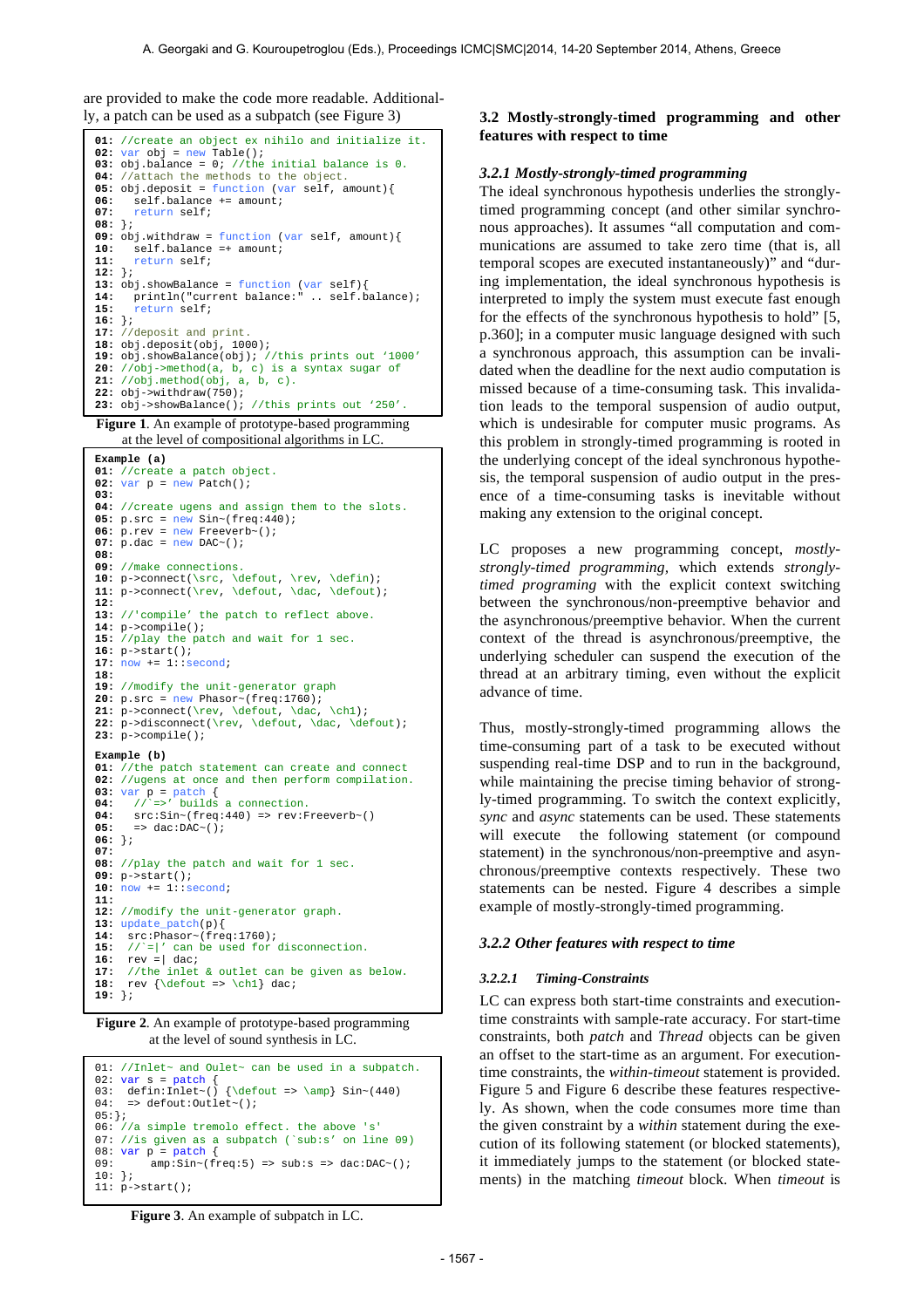are provided to make the code more readable. Additionally, a patch can be used as a subpatch (see Figure 3)

```
01: //create an object ex nihilo and initialize it.
02: var obj = new Table();
03: obj.balance = 0; //the initial balance is 0.
04: //attach the methods to the object.
05: obj.deposit = function (var self, amount){
06:    self.balance += amount;
07:    return self;
08: };
09: obj.withdraw = function (var self, amount){
10:    self.balance =+ amount;
11:    return self;
12: };
13: obj.showBalance = function (var self){
14:    println("current balance:" .. self.balance);
15:    return self;
16: };
17: //deposit and print.
18: obj.deposit(obj, 1000);
19: obj.showBalance(obj); //this prints out '1000'
20: //obj->method(a, b, c) is a syntax sugar of
21: //obj.method(obj, a, b, c).
22: obj->withdraw(750);
23: obj->showBalance(); //this prints out '250'.
```

**Figure 1**. An example of prototype-based programming at the level of compositional algorithms in LC.

```
Example (a)
01: //create a patch object.
02: var p = new Patch();
03:
04: //create ugens and assign them to the slots.
05: p.src = new Sin~(freq:440);
06: p.rev = new Freeverb~();
07: p.dac = new DAC~();
08:
09: //make connections.
10: p->connect(\src, \defout, \rev, \defin);
11: p->connect(\rev, \defout, \dac, \defout);
12:
13: //'compile' the patch to reflect above.
14: p->compile();
15: //play the patch and wait for 1 sec.
16: p->start();
17: now += 1::second;
18:
19: //modify the unit-generator graph
20: p.src = new Phasor~(freq:1760);
21: p->connect(\rev, \defout, \dac, \ch1);
22: p->disconnect(\rev, \defout, \dac, \defout);
23: p->compile();

Example (b)
01: //the patch statement can create and connect
02: //ugens at once and then perform compilation.
03: var p = patch {
04:    //`=>' builds a connection.
04:    src:Sin~(freq:440) => rev:Freeverb~()
05:    => dac:DAC~();
06: };
07:
08: //play the patch and wait for 1 sec.
09: p->start();
10: now += 1::second;
11:
12: //modify the unit-generator graph.
13: update_patch(p){
14:    src:Phasor~(freq:1760);
15:    //`=|' can be used for disconnection.
16:    rev =| dac;
17:    //the inlet & outlet can be given as below.
18:    rev {\defout => \ch1} dac;
19: };
```

**Figure 2**. An example of prototype-based programming at the level of sound synthesis in LC.

```
01: //Inlet~ and Oulet~ can be used in a subpatch.
02: var s = patch {
03:   defin:Inlet~() {\defout => \amp} Sin~(440)
04:   => defout:Outlet~();
05:};
06: //a simple tremolo effect. the above 's'
07: //is given as a subpatch (`sub:s' on line 09)
08: var p = patch {
09:       amp:Sin~(freq:5) => sub:s => dac:DAC~();
10: };
11: p->start();
```

**Figure 3**. An example of subpatch in LC.

### 3.2 Mostly-strongly-timed programming and other features with respect to time

#### *3.2.1 Mostly-strongly-timed programming*

The ideal synchronous hypothesis underlies the strongly-timed programming concept (and other similar synchronous approaches). It assumes "all computation and communications are assumed to take zero time (that is, all temporal scopes are executed instantaneously)" and "during implementation, the ideal synchronous hypothesis is interpreted to imply the system must execute fast enough for the effects of the synchronous hypothesis to hold" [5, p.360]; in a computer music language designed with such a synchronous approach, this assumption can be invalidated when the deadline for the next audio computation is missed because of a time-consuming task. This invalidation leads to the temporal suspension of audio output, which is undesirable for computer music programs. As this problem in strongly-timed programming is rooted in the underlying concept of the ideal synchronous hypothesis, the temporal suspension of audio output in the presence of a time-consuming tasks is inevitable without making any extension to the original concept.

LC proposes a new programming concept, *mostly-strongly-timed programming*, which extends *strongly-timed programing* with the explicit context switching between the synchronous/non-preemptive behavior and the asynchronous/preemptive behavior. When the current context of the thread is asynchronous/preemptive, the underlying scheduler can suspend the execution of the thread at an arbitrary timing, even without the explicit advance of time.

Thus, mostly-strongly-timed programming allows the time-consuming part of a task to be executed without suspending real-time DSP and to run in the background, while maintaining the precise timing behavior of strongly-timed programming. To switch the context explicitly, *sync* and *async* statements can be used. These statements will execute the following statement (or compound statement) in the synchronous/non-preemptive and asynchronous/preemptive contexts respectively. These two statements can be nested. Figure 4 describes a simple example of mostly-strongly-timed programming.

#### *3.2.2 Other features with respect to time*

##### *3.2.2.1 Timing-Constraints*

LC can express both start-time constraints and execution-time constraints with sample-rate accuracy. For start-time constraints, both *patch* and *Thread* objects can be given an offset to the start-time as an argument. For execution-time constraints, the *within-timeout* statement is provided. Figure 5 and Figure 6 describe these features respectively. As shown, when the code consumes more time than the given constraint by a *within* statement during the execution of its following statement (or blocked statements), it immediately jumps to the statement (or blocked statements) in the matching *timeout* block. When *timeout* is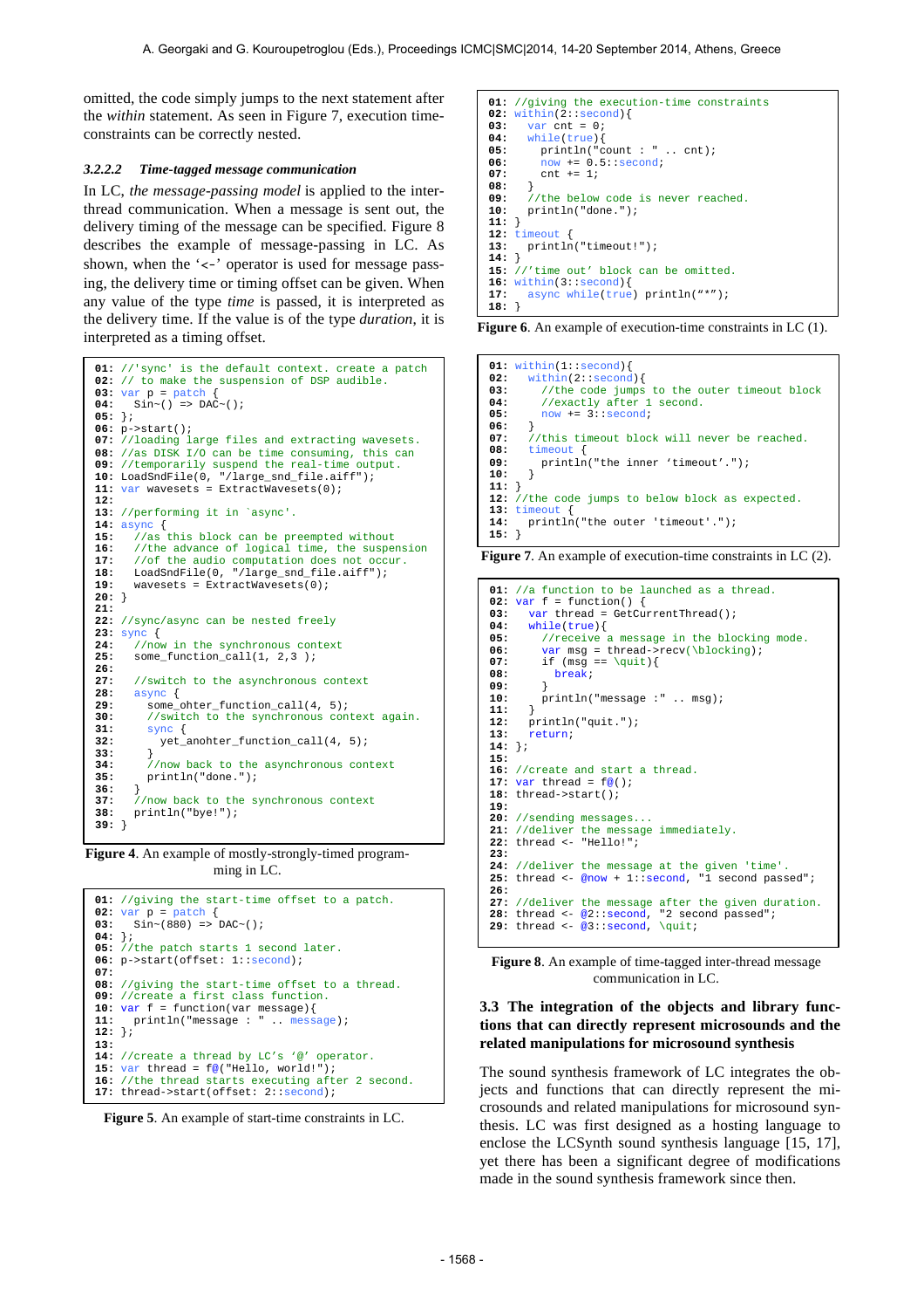omitted, the code simply jumps to the next statement after the *within* statement. As seen in Figure 7, execution time-constraints can be correctly nested.

#### 3.2.2.2 Time-tagged message communication

In LC, *the message-passing model* is applied to the inter-thread communication. When a message is sent out, the delivery timing of the message can be specified. Figure 8 describes the example of message-passing in LC. As shown, when the '<-' operator is used for message passing, the delivery time or timing offset can be given. When any value of the type *time* is passed, it is interpreted as the delivery time. If the value is of the type *duration*, it is interpreted as a timing offset.

```
01: //'sync' is the default context. create a patch
02: // to make the suspension of DSP audible.
03: var p = patch {
04:   Sin~() => DAC~();
05: };
06: p->start();
07: //loading large files and extracting wavesets.
08: //as DISK I/O can be time consuming, this can
09: //temporarily suspend the real-time output.
10: LoadSndFile(0, "/large_snd_file.aiff");
11: var wavesets = ExtractWavesets(0);
12:
13: //performing it in `async'.
14: async {
15:   //as this block can be preempted without
16:   //the advance of logical time, the suspension
17:   //of the audio computation does not occur.
18:   LoadSndFile(0, "/large_snd_file.aiff");
19:   wavesets = ExtractWavesets(0);
20: }
21:
22: //sync/async can be nested freely
23: sync {
24:   //now in the synchronous context
25:   some_function_call(1, 2,3 );
26:
27:   //switch to the asynchronous context
28:   async {
29:     some_ohter_function_call(4, 5);
30:     //switch to the synchronous context again.
31:     sync {
32:       yet_anohter_function_call(4, 5);
33:     }
34:     //now back to the asynchronous context
35:     println("done.");
36:   }
37:   //now back to the synchronous context
38:   println("bye!");
39: }
```

**Figure 4**. An example of mostly-strongly-timed programming in LC.

```
01: //giving the start-time offset to a patch.
02: var p = patch {
03:   Sin~(880) => DAC~();
04: };
05: //the patch starts 1 second later.
06: p->start(offset: 1::second);
07:
08: //giving the start-time offset to a thread.
09: //create a first class function.
10: var f = function(var message){
11:   println("message : " .. message);
12: };
13:
14: //create a thread by LC's '@' operator.
15: var thread = f@("Hello, world!");
16: //the thread starts executing after 2 second.
17: thread->start(offset: 2::second);
```

**Figure 5**. An example of start-time constraints in LC.

```
01: //giving the execution-time constraints
02: within(2::second){
03:   var cnt = 0;
04:   while(true){
05:     println("count : " .. cnt);
06:     now += 0.5::second;
07:     cnt += 1;
08:   }
09:   //the below code is never reached.
10:   println("done.");
11: }
12: timeout {
13:   println("timeout!");
14: }
15: //'time out' block can be omitted.
16: within(3::second){
17:   async while(true) println("*");
18: }
```

**Figure 6**. An example of execution-time constraints in LC (1).

```
01: within(1::second){
02:   within(2::second){
03:     //the code jumps to the outer timeout block
04:     //exactly after 1 second.
05:     now += 3::second;
06:   }
07:   //this timeout block will never be reached.
08:   timeout {
09:     println("the inner 'timeout'.");
10:   }
11: }
12: //the code jumps to below block as expected.
13: timeout {
14:   println("the outer 'timeout'.");
15: }
```

**Figure 7**. An example of execution-time constraints in LC (2).

```
01: //a function to be launched as a thread.
02: var f = function() {
03:   var thread = GetCurrentThread();
04:   while(true){
05:     //receive a message in the blocking mode.
06:     var msg = thread->recv(\blocking);
07:     if (msg == \quit){
08:       break;
09:     }
10:     println("message :" .. msg);
11:   }
12:   println("quit.");
13:   return;
14: };
15:
16: //create and start a thread.
17: var thread = f@();
18: thread->start();
19:
20: //sending messages...
21: //deliver the message immediately.
22: thread <- "Hello!";
23:
24: //deliver the message at the given 'time'.
25: thread <- @now + 1::second, "1 second passed";
26:
27: //deliver the message after the given duration.
28: thread <- @2::second, "2 second passed";
29: thread <- @3::second, \quit;
```

**Figure 8**. An example of time-tagged inter-thread message communication in LC.

### 3.3 The integration of the objects and library functions that can directly represent microsounds and the related manipulations for microsound synthesis

The sound synthesis framework of LC integrates the objects and functions that can directly represent the microsounds and related manipulations for microsound synthesis. LC was first designed as a hosting language to enclose the LCSynth sound synthesis language [15, 17], yet there has been a significant degree of modifications made in the sound synthesis framework since then.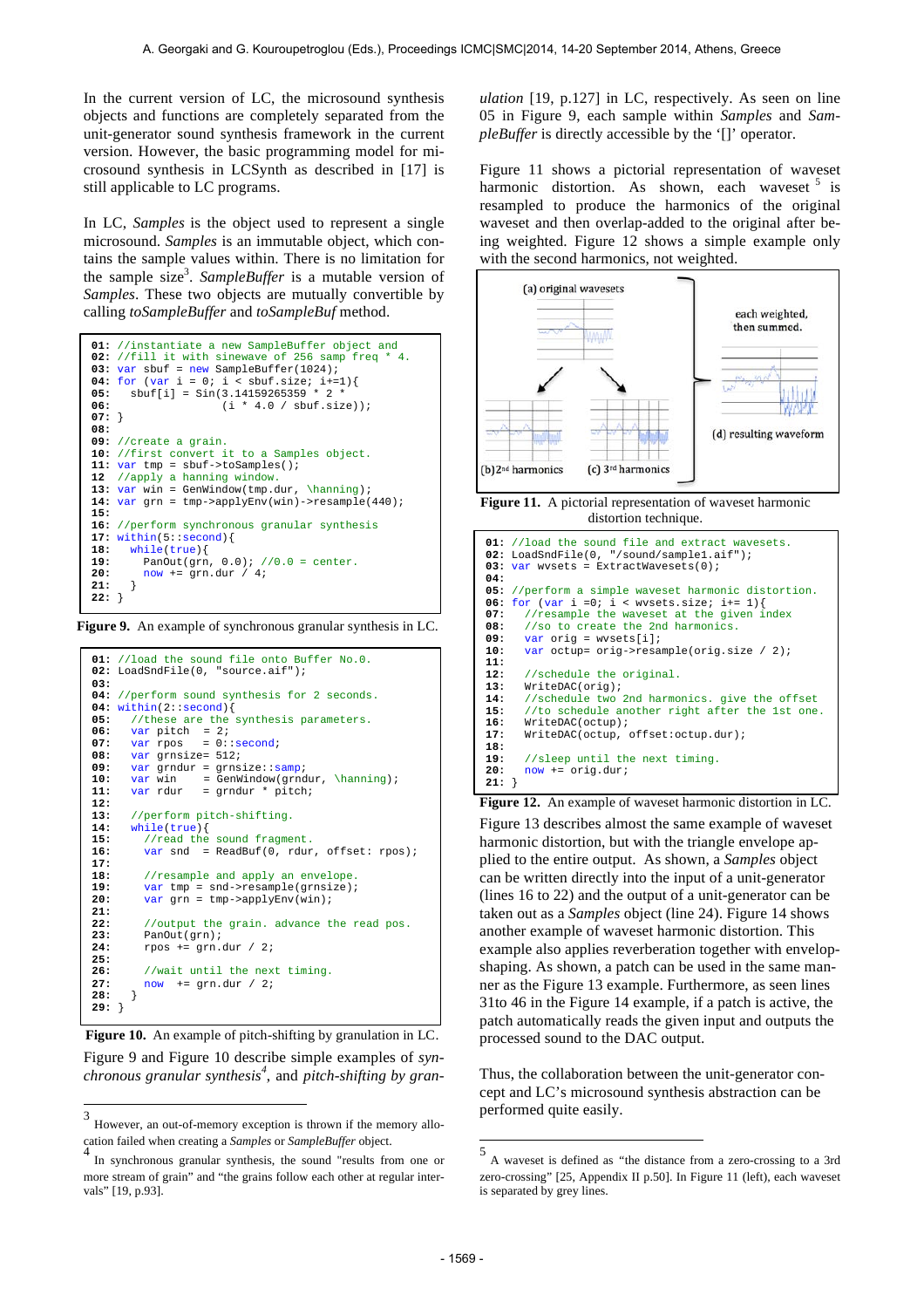In the current version of LC, the microsound synthesis objects and functions are completely separated from the unit-generator sound synthesis framework in the current version. However, the basic programming model for microsound synthesis in LCSynth as described in [17] is still applicable to LC programs.

In LC, *Samples* is the object used to represent a single microsound. *Samples* is an immutable object, which contains the sample values within. There is no limitation for the sample size[3]. *SampleBuffer* is a mutable version of *Samples*. These two objects are mutually convertible by calling *toSampleBuffer* and *toSampleBuf* method.

```
01: //instantiate a new SampleBuffer object and
02: //fill it with sinewave of 256 samp freq * 4.
03: var sbuf = new SampleBuffer(1024);
04: for (var i = 0; i < sbuf.size; i+=1){
05:   sbuf[i] = Sin(3.14159265359 * 2 *
06:                 (i * 4.0 / sbuf.size));
07: }
08:
09: //create a grain.
10: //first convert it to a Samples object.
11: var tmp = sbuf->toSamples();
12  //apply a hanning window.
13: var win = GenWindow(tmp.dur, \hanning);
14: var grn = tmp->applyEnv(win)->resample(440);
15:
16: //perform synchronous granular synthesis
17: within(5::second){
18:   while(true){
19:     PanOut(grn, 0.0); //0.0 = center.
20:     now += grn.dur / 4;
21:   }
22: }
```

**Figure 9.** An example of synchronous granular synthesis in LC.

```
01: //load the sound file onto Buffer No.0.
02: LoadSndFile(0, "source.aif");
03:
04: //perform sound synthesis for 2 seconds.
04: within(2::second){
05:   //these are the synthesis parameters.
06:   var pitch   = 2;
07:   var rpos    = 0::second;
08:   var grnsize= 512;
09:   var grndur  = grnsize::samp;
10:   var win     = GenWindow(grndur, \hanning);
11:   var rdur    = grndur * pitch;
12:
13:   //perform pitch-shifting.
14:   while(true){
15:     //read the sound fragment.
16:     var snd   = ReadBuf(0, rdur, offset: rpos);
17:
18:     //resample and apply an envelope.
19:     var tmp = snd->resample(grnsize);
20:     var grn = tmp->applyEnv(win);
21:
22:     //output the grain. advance the read pos.
23:     PanOut(grn);
24:     rpos += grn.dur / 2;
25:
26:     //wait until the next timing.
27:     now  += grn.dur / 2;
28:   }
29: }
```

**Figure 10.** An example of pitch-shifting by granulation in LC.

Figure 9 and Figure 10 describe simple examples of *synchronous granular synthesis*[4], and *pitch-shifting by granulation* [19, p.127] in LC, respectively. As seen on line 05 in Figure 9, each sample within *Samples* and *SampleBuffer* is directly accessible by the '[]' operator.

Figure 11 shows a pictorial representation of waveset harmonic distortion. As shown, each waveset [5] is resampled to produce the harmonics of the original waveset and then overlap-added to the original after being weighted. Figure 12 shows a simple example only with the second harmonics, not weighted.

**Figure 11.** A pictorial representation of waveset harmonic distortion technique.

```
01: //load the sound file and extract wavesets.
02: LoadSndFile(0, "/sound/sample1.aif");
03: var wvsets = ExtractWavesets(0);
04:
05: //perform a simple waveset harmonic distortion.
06: for (var i =0; i < wvsets.size; i+= 1){
07:   //resample the waveset at the given index
08:   //so to create the 2nd harmonics.
09:   var orig = wvsets[i];
10:   var octup= orig->resample(orig.size / 2);
11:
12:   //schedule the original.
13:   WriteDAC(orig);
14:   //schedule two 2nd harmonics. give the offset
15:   //to schedule another right after the 1st one.
16:   WriteDAC(octup);
17:   WriteDAC(octup, offset:octup.dur);
18:
19:   //sleep until the next timing.
20:   now += orig.dur;
21: }
```

**Figure 12.** An example of waveset harmonic distortion in LC.

Figure 13 describes almost the same example of waveset harmonic distortion, but with the triangle envelope applied to the entire output. As shown, a *Samples* object can be written directly into the input of a unit-generator (lines 16 to 22) and the output of a unit-generator can be taken out as a *Samples* object (line 24). Figure 14 shows another example of waveset harmonic distortion. This example also applies reverberation together with envelop-shaping. As shown, a patch can be used in the same manner as the Figure 13 example. Furthermore, as seen lines 31to 46 in the Figure 14 example, if a patch is active, the patch automatically reads the given input and outputs the processed sound to the DAC output.

Thus, the collaboration between the unit-generator concept and LC's microsound synthesis abstraction can be performed quite easily.

---

[3] However, an out-of-memory exception is thrown if the memory allocation failed when creating a *Samples* or *SampleBuffer* object.

[4] In synchronous granular synthesis, the sound "results from one or more stream of grain" and "the grains follow each other at regular intervals" [19, p.93].

[5] A waveset is defined as "the distance from a zero-crossing to a 3rd zero-crossing" [25, Appendix II p.50]. In Figure 11 (left), each waveset is separated by grey lines.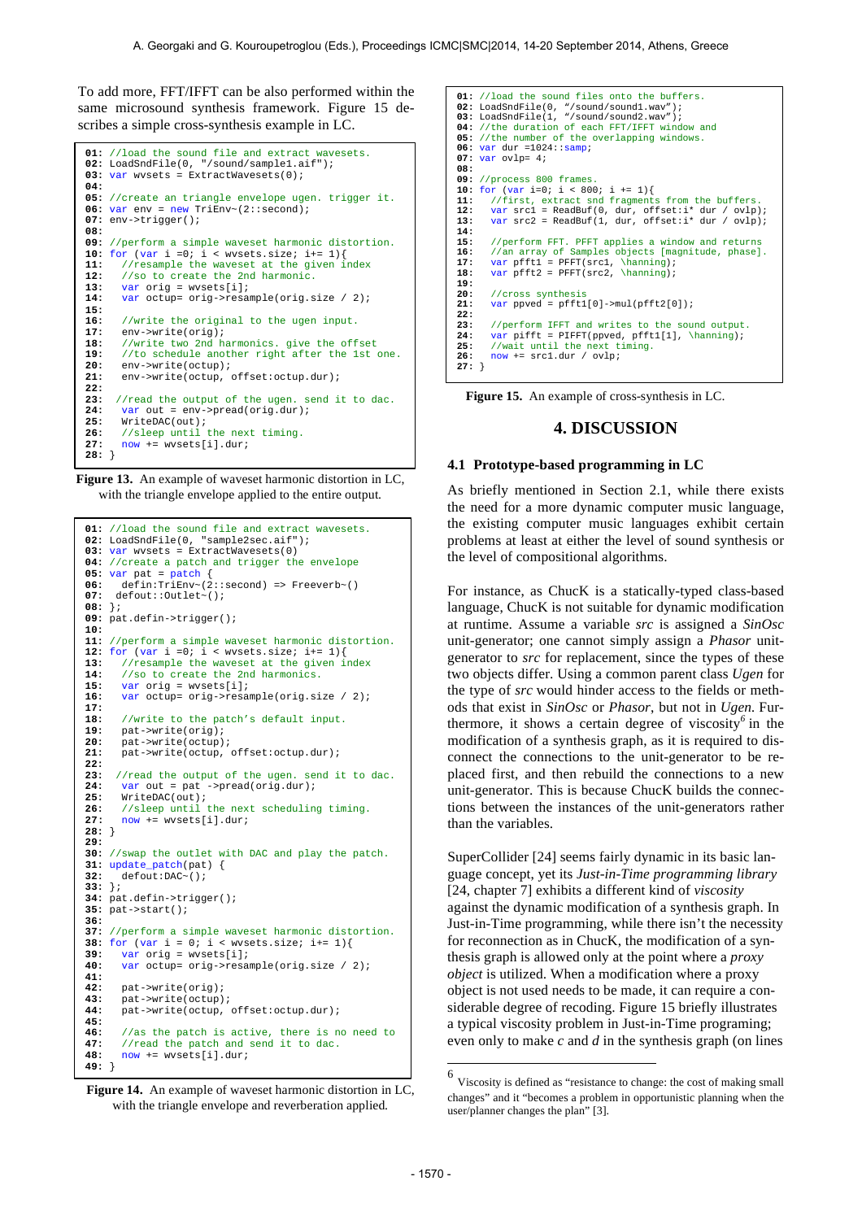To add more, FFT/IFFT can be also performed within the same microsound synthesis framework. Figure 15 describes a simple cross-synthesis example in LC.

```
01: //load the sound file and extract wavesets.
02: LoadSndFile(0, "/sound/sample1.aif");
03: var wvsets = ExtractWavesets(0);
04:
05: //create an triangle envelope ugen. trigger it.
06: var env = new TriEnv~(2::second);
07: env->trigger();
08:
09: //perform a simple waveset harmonic distortion.
10: for (var i =0; i < wvsets.size; i+= 1){
11:   //resample the waveset at the given index
12:   //so to create the 2nd harmonic.
13:   var orig = wvsets[i];
14:   var octup= orig->resample(orig.size / 2);
15:
16:   //write the original to the ugen input.
17:   env->write(orig);
18:   //write two 2nd harmonics. give the offset
19:   //to schedule another right after the 1st one.
20:   env->write(octup);
21:   env->write(octup, offset:octup.dur);
22:
23:  //read the output of the ugen. send it to dac.
24:   var out = env->pread(orig.dur);
25:   WriteDAC(out);
26:   //sleep until the next timing.
27:   now += wvsets[i].dur;
28: }
```

**Figure 13.** An example of waveset harmonic distortion in LC, with the triangle envelope applied to the entire output.

```
01: //load the sound file and extract wavesets.
02: LoadSndFile(0, "sample2sec.aif");
03: var wvsets = ExtractWavesets(0)
04: //create a patch and trigger the envelope
05: var pat = patch {
06:   defin:TriEnv~(2::second) => Freeverb~()
07:  defout::Outlet~();
08: };
09: pat.defin->trigger();
10:
11: //perform a simple waveset harmonic distortion.
12: for (var i =0; i < wvsets.size; i+= 1){
13:   //resample the waveset at the given index
14:   //so to create the 2nd harmonics.
15:   var orig = wvsets[i];
16:   var octup= orig->resample(orig.size / 2);
17:
18:   //write to the patch's default input.
19:   pat->write(orig);
20:   pat->write(octup);
21:   pat->write(octup, offset:octup.dur);
22:
23:  //read the output of the ugen. send it to dac.
24:   var out = pat ->pread(orig.dur);
25:   WriteDAC(out);
26:   //sleep until the next scheduling timing.
27:   now += wvsets[i].dur;
28: }
29:
30: //swap the outlet with DAC and play the patch.
31: update_patch(pat) {
32:   defout:DAC~();
33: };
34: pat.defin->trigger();
35: pat->start();
36:
37: //perform a simple waveset harmonic distortion.
38: for (var i = 0; i < wvsets.size; i+= 1){
39:   var orig = wvsets[i];
40:   var octup= orig->resample(orig.size / 2);
41:
42:   pat->write(orig);
43:   pat->write(octup);
44:   pat->write(octup, offset:octup.dur);
45:
46:   //as the patch is active, there is no need to
47:   //read the patch and send it to dac.
48:   now += wvsets[i].dur;
49: }
```

**Figure 14.** An example of waveset harmonic distortion in LC, with the triangle envelope and reverberation applied.

```
01: //load the sound files onto the buffers.
02: LoadSndFile(0, "/sound/sound1.wav");
03: LoadSndFile(1, "/sound/sound2.wav");
04: //the duration of each FFT/IFFT window and
05: //the number of the overlapping windows.
06: var dur =1024::samp;
07: var ovlp= 4;
08:
09: //process 800 frames.
10: for (var i=0; i < 800; i += 1){
11:   //first, extract snd fragments from the buffers.
12:   var src1 = ReadBuf(0, dur, offset:i* dur / ovlp);
13:   var src2 = ReadBuf(1, dur, offset:i* dur / ovlp);
14:
15:   //perform FFT. PFFT applies a window and returns
16:   //an array of Samples objects [magnitude, phase].
17:   var pfft1 = PFFT(src1, \hanning);
18:   var pfft2 = PFFT(src2, \hanning);
19:
20:   //cross synthesis
21:   var ppved = pfft1[0]->mul(pfft2[0]);
22:
23:   //perform IFFT and writes to the sound output.
24:   var pifft = PIFFT(ppved, pfft1[1], \hanning);
25:   //wait until the next timing.
26:   now += src1.dur / ovlp;
27: }
```

**Figure 15.** An example of cross-synthesis in LC.

# 4. DISCUSSION

## 4.1 Prototype-based programming in LC

As briefly mentioned in Section 2.1, while there exists the need for a more dynamic computer music language, the existing computer music languages exhibit certain problems at least at either the level of sound synthesis or the level of compositional algorithms.

For instance, as ChucK is a statically-typed class-based language, ChucK is not suitable for dynamic modification at runtime. Assume a variable *src* is assigned a *SinOsc* unit-generator; one cannot simply assign a *Phasor* unit-generator to *src* for replacement, since the types of these two objects differ. Using a common parent class *Ugen* for the type of *src* would hinder access to the fields or methods that exist in *SinOsc* or *Phasor*, but not in *Ugen*. Furthermore, it shows a certain degree of viscosity[6] in the modification of a synthesis graph, as it is required to disconnect the connections to the unit-generator to be replaced first, and then rebuild the connections to a new unit-generator. This is because ChucK builds the connections between the instances of the unit-generators rather than the variables.

SuperCollider [24] seems fairly dynamic in its basic language concept, yet its *Just-in-Time programming library* [24, chapter 7] exhibits a different kind of *viscosity* against the dynamic modification of a synthesis graph. In Just-in-Time programming, while there isn't the necessity for reconnection as in ChucK, the modification of a synthesis graph is allowed only at the point where a *proxy object* is utilized. When a modification where a proxy object is not used needs to be made, it can require a considerable degree of recoding. Figure 15 briefly illustrates a typical viscosity problem in Just-in-Time programing; even only to make *c* and *d* in the synthesis graph (on lines

---

[6] Viscosity is defined as "resistance to change: the cost of making small changes" and it "becomes a problem in opportunistic planning when the user/planner changes the plan" [3].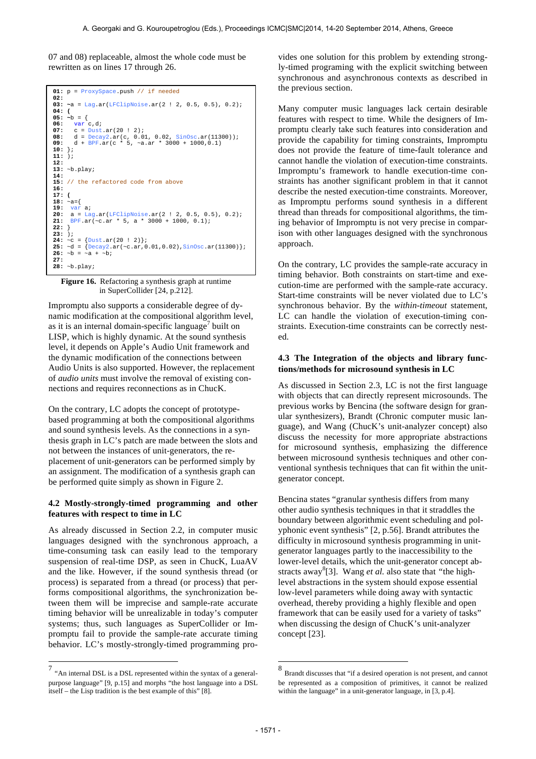07 and 08) replaceable, almost the whole code must be rewritten as on lines 17 through 26.

```
01: p = ProxySpace.push // if needed
02:
03: ~a = Lag.ar(LFClipNoise.ar(2 ! 2, 0.5, 0.5), 0.2);
04: (
05: ~b = {
06:   var c,d;
07:   c = Dust.ar(20 ! 2);
08:   d = Decay2.ar(c, 0.01, 0.02, SinOsc.ar(11300));
09:   d + BPF.ar(c * 5, ~a.ar * 3000 + 1000,0.1)
10: };
11: );
12:
13: ~b.play;
14:
15: // the refactored code from above
16:
17: (
18: ~a={
19:  var a;
20:  a = Lag.ar(LFClipNoise.ar(2 ! 2, 0.5, 0.5), 0.2);
21:  BPF.ar(~c.ar * 5, a * 3000 + 1000, 0.1);
22: }
23: );
24: ~c = {Dust.ar(20 ! 2)};
25: ~d = {Decay2.ar(~c.ar,0.01,0.02),SinOsc.ar(11300)};
26: ~b = ~a + ~b;
27:
28: ~b.play;
```

**Figure 16.** Refactoring a synthesis graph at runtime in SuperCollider [24, p.212].

Impromptu also supports a considerable degree of dynamic modification at the compositional algorithm level, as it is an internal domain-specific language[7] built on LISP, which is highly dynamic. At the sound synthesis level, it depends on Apple's Audio Unit framework and the dynamic modification of the connections between Audio Units is also supported. However, the replacement of *audio units* must involve the removal of existing connections and requires reconnections as in ChucK.

On the contrary, LC adopts the concept of prototype-based programming at both the compositional algorithms and sound synthesis levels. As the connections in a synthesis graph in LC's patch are made between the slots and not between the instances of unit-generators, the replacement of unit-generators can be performed simply by an assignment. The modification of a synthesis graph can be performed quite simply as shown in Figure 2.

### 4.2 Mostly-strongly-timed programming and other features with respect to time in LC

As already discussed in Section 2.2, in computer music languages designed with the synchronous approach, a time-consuming task can easily lead to the temporary suspension of real-time DSP, as seen in ChucK, LuaAV and the like. However, if the sound synthesis thread (or process) is separated from a thread (or process) that performs compositional algorithms, the synchronization between them will be imprecise and sample-rate accurate timing behavior will be unrealizable in today's computer systems; thus, such languages as SuperCollider or Impromptu fail to provide the sample-rate accurate timing behavior. LC's mostly-strongly-timed programming provides one solution for this problem by extending strongly-timed programing with the explicit switching between synchronous and asynchronous contexts as described in the previous section.

Many computer music languages lack certain desirable features with respect to time. While the designers of Impromptu clearly take such features into consideration and provide the capability for timing constraints, Impromptu does not provide the feature of time-fault tolerance and cannot handle the violation of execution-time constraints. Impromptu's framework to handle execution-time constraints has another significant problem in that it cannot describe the nested execution-time constraints. Moreover, as Impromptu performs sound synthesis in a different thread than threads for compositional algorithms, the timing behavior of Impromptu is not very precise in comparison with other languages designed with the synchronous approach.

On the contrary, LC provides the sample-rate accuracy in timing behavior. Both constraints on start-time and execution-time are performed with the sample-rate accuracy. Start-time constraints will be never violated due to LC's synchronous behavior. By the *within-timeout* statement, LC can handle the violation of execution-timing constraints. Execution-time constraints can be correctly nested.

### 4.3 The Integration of the objects and library functions/methods for microsound synthesis in LC

As discussed in Section 2.3, LC is not the first language with objects that can directly represent microsounds. The previous works by Bencina (the software design for granular synthesizers), Brandt (Chronic computer music language), and Wang (ChucK's unit-analyzer concept) also discuss the necessity for more appropriate abstractions for microsound synthesis, emphasizing the difference between microsound synthesis techniques and other conventional synthesis techniques that can fit within the unit-generator concept.

Bencina states "granular synthesis differs from many other audio synthesis techniques in that it straddles the boundary between algorithmic event scheduling and polyphonic event synthesis" [2, p.56]. Brandt attributes the difficulty in microsound synthesis programming in unit-generator languages partly to the inaccessibility to the lower-level details, which the unit-generator concept abstracts away[8][3]. Wang *et al.* also state that "the high-level abstractions in the system should expose essential low-level parameters while doing away with syntactic overhead, thereby providing a highly flexible and open framework that can be easily used for a variety of tasks" when discussing the design of ChucK's unit-analyzer concept [23].

---

[7] "An internal DSL is a DSL represented within the syntax of a general-purpose language" [9, p.15] and morphs "the host language into a DSL itself – the Lisp tradition is the best example of this" [8].

[8] Brandt discusses that "if a desired operation is not present, and cannot be represented as a composition of primitives, it cannot be realized within the language" in a unit-generator language, in [3, p.4].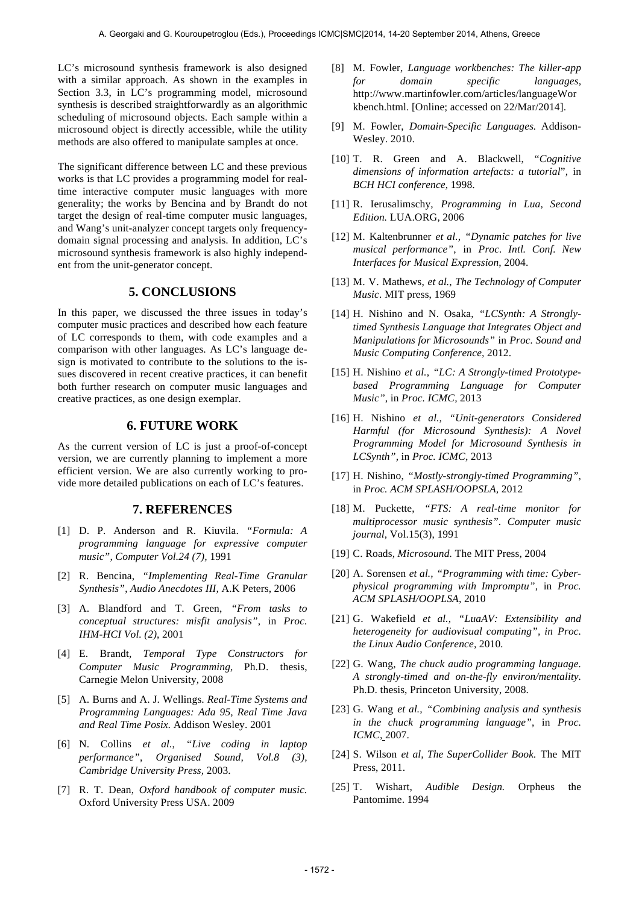LC's microsound synthesis framework is also designed with a similar approach. As shown in the examples in Section 3.3, in LC's programming model, microsound synthesis is described straightforwardly as an algorithmic scheduling of microsound objects. Each sample within a microsound object is directly accessible, while the utility methods are also offered to manipulate samples at once.

The significant difference between LC and these previous works is that LC provides a programming model for real-time interactive computer music languages with more generality; the works by Bencina and by Brandt do not target the design of real-time computer music languages, and Wang's unit-analyzer concept targets only frequency-domain signal processing and analysis. In addition, LC's microsound synthesis framework is also highly independent from the unit-generator concept.

## 5. CONCLUSIONS

In this paper, we discussed the three issues in today's computer music practices and described how each feature of LC corresponds to them, with code examples and a comparison with other languages. As LC's language design is motivated to contribute to the solutions to the issues discovered in recent creative practices, it can benefit both further research on computer music languages and creative practices, as one design exemplar.

## 6. FUTURE WORK

As the current version of LC is just a proof-of-concept version, we are currently planning to implement a more efficient version. We are also currently working to provide more detailed publications on each of LC's features.

## 7. REFERENCES

[1] D. P. Anderson and R. Kiuvila. *"Formula: A programming language for expressive computer music", Computer Vol.24 (7),* 1991

[2] R. Bencina, *"Implementing Real-Time Granular Synthesis", Audio Anecdotes III,* A.K Peters, 2006

[3] A. Blandford and T. Green, *"From tasks to conceptual structures: misfit analysis"*, in *Proc. IHM-HCI Vol. (2)*, 2001

[4] E. Brandt, *Temporal Type Constructors for Computer Music Programming,* Ph.D. thesis, Carnegie Melon University, 2008

[5] A. Burns and A. J. Wellings. *Real-Time Systems and Programming Languages: Ada 95, Real Time Java and Real Time Posix.* Addison Wesley. 2001

[6] N. Collins *et al., "Live coding in laptop performance", Organised Sound, Vol.8 (3), Cambridge University Press,* 2003.

[7] R. T. Dean, *Oxford handbook of computer music.* Oxford University Press USA. 2009

[8] M. Fowler, *Language workbenches: The killer-app for domain specific languages,* http://www.martinfowler.com/articles/languageWorkbench.html. [Online; accessed on 22/Mar/2014].

[9] M. Fowler, *Domain-Specific Languages.* Addison-Wesley. 2010.

[10] T. R. Green and A. Blackwell, *"Cognitive dimensions of information artefacts: a tutorial"*, in *BCH HCI conference*, 1998.

[11] R. Ierusalimschy, *Programming in Lua, Second Edition.* LUA.ORG, 2006

[12] M. Kaltenbrunner *et al., "Dynamic patches for live musical performance"*, in *Proc. Intl. Conf. New Interfaces for Musical Expression*, 2004.

[13] M. V. Mathews, *et al.*, *The Technology of Computer Music*. MIT press, 1969

[14] H. Nishino and N. Osaka, *"LCSynth: A Strongly-timed Synthesis Language that Integrates Object and Manipulations for Microsounds"* in *Proc. Sound and Music Computing Conference,* 2012.

[15] H. Nishino *et al., "LC: A Strongly-timed Prototype-based Programming Language for Computer Music"*, in *Proc. ICMC,* 2013

[16] H. Nishino *et al., "Unit-generators Considered Harmful (for Microsound Synthesis): A Novel Programming Model for Microsound Synthesis in LCSynth"*, in *Proc. ICMC,* 2013

[17] H. Nishino, *"Mostly-strongly-timed Programming"*, in *Proc. ACM SPLASH/OOPSLA,* 2012

[18] M. Puckette, *"FTS: A real-time monitor for multiprocessor music synthesis". Computer music journal*, Vol.15(3), 1991

[19] C. Roads, *Microsound.* The MIT Press, 2004

[20] A. Sorensen *et al., "Programming with time: Cyber-physical programming with Impromptu"*, in *Proc. ACM SPLASH/OOPLSA*, 2010

[21] G. Wakefield *et al., "LuaAV: Extensibility and heterogeneity for audiovisual computing", in Proc. the Linux Audio Conference,* 2010.

[22] G. Wang, *The chuck audio programming language. A strongly-timed and on-the-fly environ/mentality.* Ph.D. thesis, Princeton University, 2008.

[23] G. Wang *et al., "Combining analysis and synthesis in the chuck programming language"*, in *Proc. ICMC,* 2007.

[24] S. Wilson *et al, The SuperCollider Book.* The MIT Press, 2011.

[25] T. Wishart, *Audible Design.* Orpheus the Pantomime. 1994